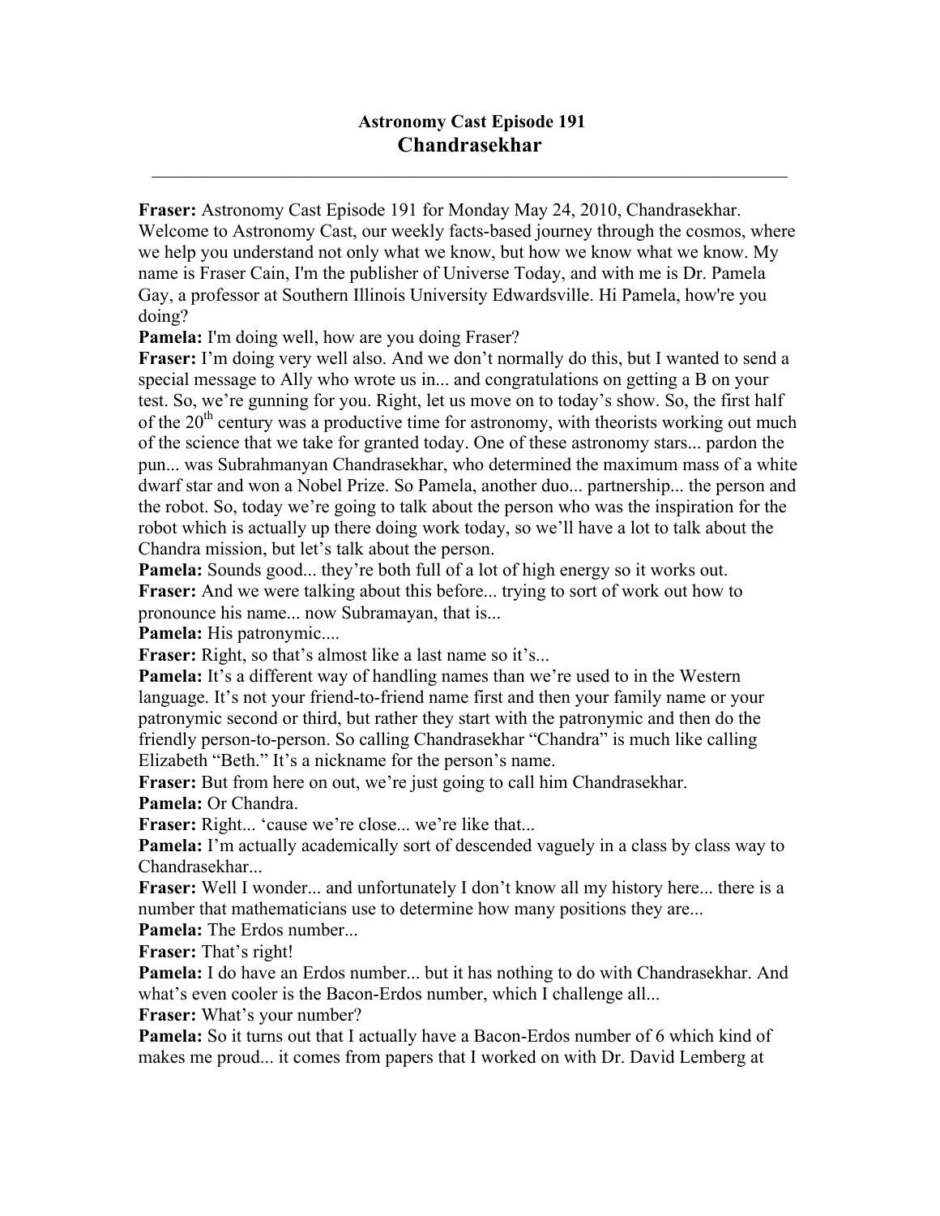## Astronomy Cast Episode 191
# Chandrasekhar

---

**Fraser:** Astronomy Cast Episode 191 for Monday May 24, 2010, Chandrasekhar. Welcome to Astronomy Cast, our weekly facts-based journey through the cosmos, where we help you understand not only what we know, but how we know what we know. My name is Fraser Cain, I'm the publisher of Universe Today, and with me is Dr. Pamela Gay, a professor at Southern Illinois University Edwardsville. Hi Pamela, how're you doing?

**Pamela:** I'm doing well, how are you doing Fraser?

**Fraser:** I'm doing very well also. And we don't normally do this, but I wanted to send a special message to Ally who wrote us in... and congratulations on getting a B on your test. So, we're gunning for you. Right, let us move on to today's show. So, the first half of the 20th century was a productive time for astronomy, with theorists working out much of the science that we take for granted today. One of these astronomy stars... pardon the pun... was Subrahmanyan Chandrasekhar, who determined the maximum mass of a white dwarf star and won a Nobel Prize. So Pamela, another duo... partnership... the person and the robot. So, today we're going to talk about the person who was the inspiration for the robot which is actually up there doing work today, so we'll have a lot to talk about the Chandra mission, but let's talk about the person.

**Pamela:** Sounds good... they're both full of a lot of high energy so it works out.

**Fraser:** And we were talking about this before... trying to sort of work out how to pronounce his name... now Subramayan, that is...

**Pamela:** His patronymic....

**Fraser:** Right, so that's almost like a last name so it's...

**Pamela:** It's a different way of handling names than we're used to in the Western language. It's not your friend-to-friend name first and then your family name or your patronymic second or third, but rather they start with the patronymic and then do the friendly person-to-person. So calling Chandrasekhar "Chandra" is much like calling Elizabeth "Beth." It's a nickname for the person's name.

**Fraser:** But from here on out, we're just going to call him Chandrasekhar.

**Pamela:** Or Chandra.

**Fraser:** Right... 'cause we're close... we're like that...

**Pamela:** I'm actually academically sort of descended vaguely in a class by class way to Chandrasekhar...

**Fraser:** Well I wonder... and unfortunately I don't know all my history here... there is a number that mathematicians use to determine how many positions they are...

**Pamela:** The Erdos number...

**Fraser:** That's right!

**Pamela:** I do have an Erdos number... but it has nothing to do with Chandrasekhar. And what's even cooler is the Bacon-Erdos number, which I challenge all...

**Fraser:** What's your number?

**Pamela:** So it turns out that I actually have a Bacon-Erdos number of 6 which kind of makes me proud... it comes from papers that I worked on with Dr. David Lemberg at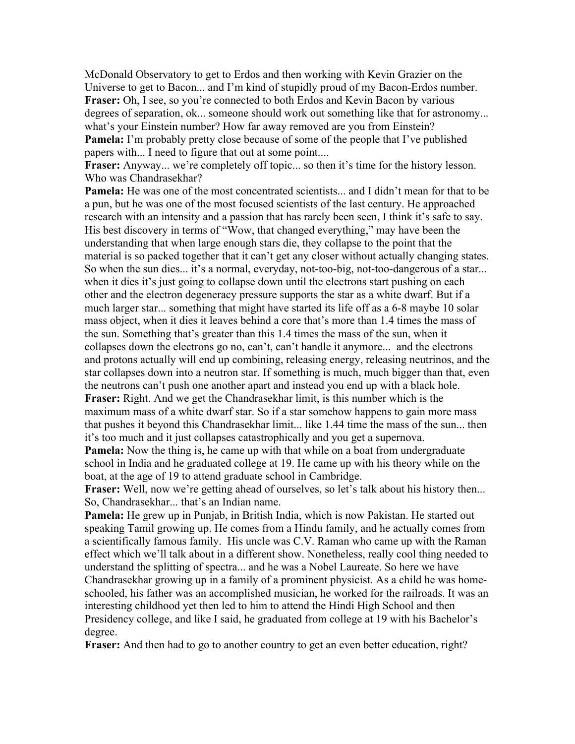McDonald Observatory to get to Erdos and then working with Kevin Grazier on the Universe to get to Bacon... and I'm kind of stupidly proud of my Bacon-Erdos number.

**Fraser:** Oh, I see, so you're connected to both Erdos and Kevin Bacon by various degrees of separation, ok... someone should work out something like that for astronomy... what's your Einstein number? How far away removed are you from Einstein?

**Pamela:** I'm probably pretty close because of some of the people that I've published papers with... I need to figure that out at some point....

**Fraser:** Anyway... we're completely off topic... so then it's time for the history lesson. Who was Chandrasekhar?

**Pamela:** He was one of the most concentrated scientists... and I didn't mean for that to be a pun, but he was one of the most focused scientists of the last century. He approached research with an intensity and a passion that has rarely been seen, I think it's safe to say. His best discovery in terms of "Wow, that changed everything," may have been the understanding that when large enough stars die, they collapse to the point that the material is so packed together that it can't get any closer without actually changing states. So when the sun dies... it's a normal, everyday, not-too-big, not-too-dangerous of a star... when it dies it's just going to collapse down until the electrons start pushing on each other and the electron degeneracy pressure supports the star as a white dwarf. But if a much larger star... something that might have started its life off as a 6-8 maybe 10 solar mass object, when it dies it leaves behind a core that's more than 1.4 times the mass of the sun. Something that's greater than this 1.4 times the mass of the sun, when it collapses down the electrons go no, can't, can't handle it anymore... and the electrons and protons actually will end up combining, releasing energy, releasing neutrinos, and the star collapses down into a neutron star. If something is much, much bigger than that, even the neutrons can't push one another apart and instead you end up with a black hole.

**Fraser:** Right. And we get the Chandrasekhar limit, is this number which is the maximum mass of a white dwarf star. So if a star somehow happens to gain more mass that pushes it beyond this Chandrasekhar limit... like 1.44 time the mass of the sun... then it's too much and it just collapses catastrophically and you get a supernova.

**Pamela:** Now the thing is, he came up with that while on a boat from undergraduate school in India and he graduated college at 19. He came up with his theory while on the boat, at the age of 19 to attend graduate school in Cambridge.

**Fraser:** Well, now we're getting ahead of ourselves, so let's talk about his history then... So, Chandrasekhar... that's an Indian name.

**Pamela:** He grew up in Punjab, in British India, which is now Pakistan. He started out speaking Tamil growing up. He comes from a Hindu family, and he actually comes from a scientifically famous family. His uncle was C.V. Raman who came up with the Raman effect which we'll talk about in a different show. Nonetheless, really cool thing needed to understand the splitting of spectra... and he was a Nobel Laureate. So here we have Chandrasekhar growing up in a family of a prominent physicist. As a child he was home-schooled, his father was an accomplished musician, he worked for the railroads. It was an interesting childhood yet then led to him to attend the Hindi High School and then Presidency college, and like I said, he graduated from college at 19 with his Bachelor's degree.

**Fraser:** And then had to go to another country to get an even better education, right?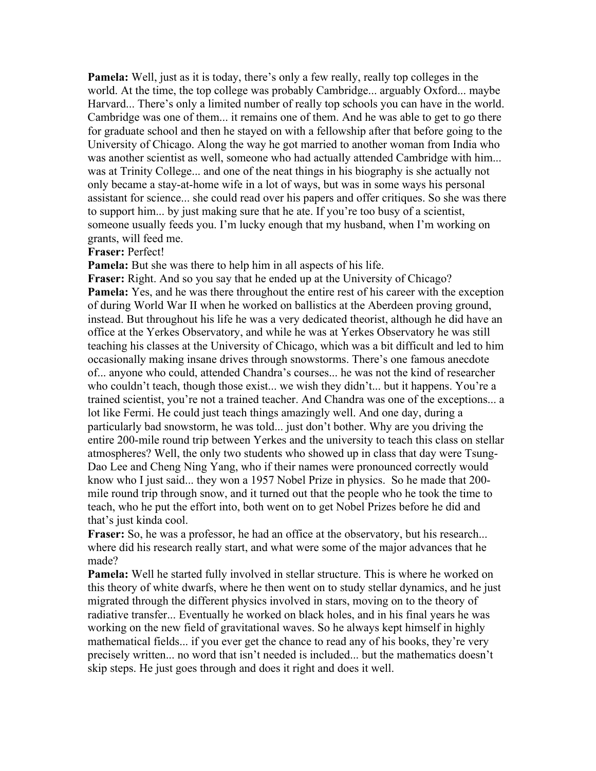**Pamela:** Well, just as it is today, there's only a few really, really top colleges in the world. At the time, the top college was probably Cambridge... arguably Oxford... maybe Harvard... There's only a limited number of really top schools you can have in the world. Cambridge was one of them... it remains one of them. And he was able to get to go there for graduate school and then he stayed on with a fellowship after that before going to the University of Chicago. Along the way he got married to another woman from India who was another scientist as well, someone who had actually attended Cambridge with him... was at Trinity College... and one of the neat things in his biography is she actually not only became a stay-at-home wife in a lot of ways, but was in some ways his personal assistant for science... she could read over his papers and offer critiques. So she was there to support him... by just making sure that he ate. If you're too busy of a scientist, someone usually feeds you. I'm lucky enough that my husband, when I'm working on grants, will feed me.

**Fraser:** Perfect!

**Pamela:** But she was there to help him in all aspects of his life.

**Fraser:** Right. And so you say that he ended up at the University of Chicago?

**Pamela:** Yes, and he was there throughout the entire rest of his career with the exception of during World War II when he worked on ballistics at the Aberdeen proving ground, instead. But throughout his life he was a very dedicated theorist, although he did have an office at the Yerkes Observatory, and while he was at Yerkes Observatory he was still teaching his classes at the University of Chicago, which was a bit difficult and led to him occasionally making insane drives through snowstorms. There's one famous anecdote of... anyone who could, attended Chandra's courses... he was not the kind of researcher who couldn't teach, though those exist... we wish they didn't... but it happens. You're a trained scientist, you're not a trained teacher. And Chandra was one of the exceptions... a lot like Fermi. He could just teach things amazingly well. And one day, during a particularly bad snowstorm, he was told... just don't bother. Why are you driving the entire 200-mile round trip between Yerkes and the university to teach this class on stellar atmospheres? Well, the only two students who showed up in class that day were Tsung-Dao Lee and Cheng Ning Yang, who if their names were pronounced correctly would know who I just said... they won a 1957 Nobel Prize in physics. So he made that 200-mile round trip through snow, and it turned out that the people who he took the time to teach, who he put the effort into, both went on to get Nobel Prizes before he did and that's just kinda cool.

**Fraser:** So, he was a professor, he had an office at the observatory, but his research... where did his research really start, and what were some of the major advances that he made?

**Pamela:** Well he started fully involved in stellar structure. This is where he worked on this theory of white dwarfs, where he then went on to study stellar dynamics, and he just migrated through the different physics involved in stars, moving on to the theory of radiative transfer... Eventually he worked on black holes, and in his final years he was working on the new field of gravitational waves. So he always kept himself in highly mathematical fields... if you ever get the chance to read any of his books, they're very precisely written... no word that isn't needed is included... but the mathematics doesn't skip steps. He just goes through and does it right and does it well.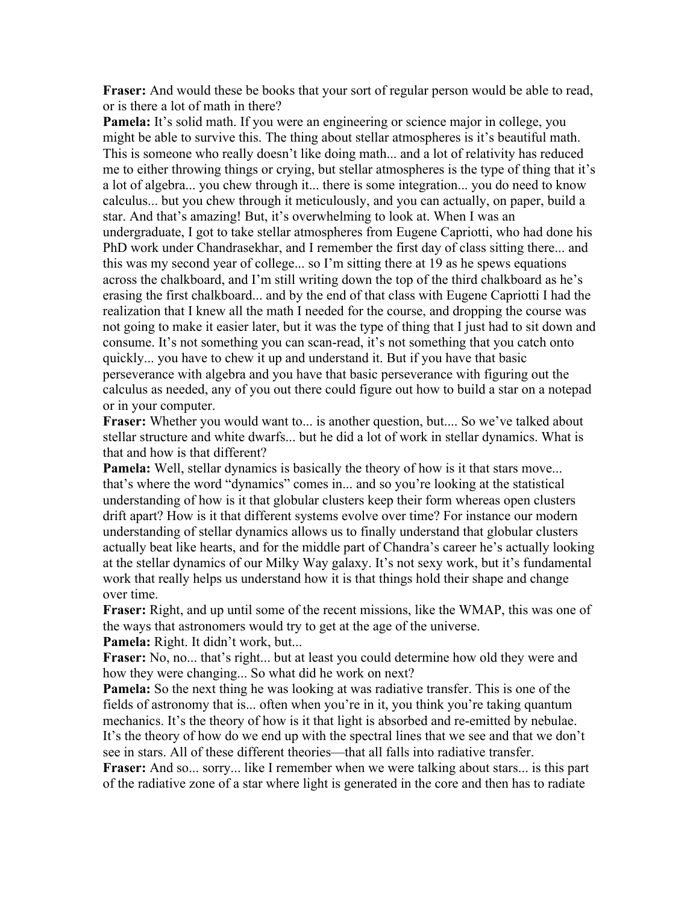**Fraser:** And would these be books that your sort of regular person would be able to read, or is there a lot of math in there?

**Pamela:** It's solid math. If you were an engineering or science major in college, you might be able to survive this. The thing about stellar atmospheres is it's beautiful math. This is someone who really doesn't like doing math... and a lot of relativity has reduced me to either throwing things or crying, but stellar atmospheres is the type of thing that it's a lot of algebra... you chew through it... there is some integration... you do need to know calculus... but you chew through it meticulously, and you can actually, on paper, build a star. And that's amazing! But, it's overwhelming to look at. When I was an undergraduate, I got to take stellar atmospheres from Eugene Capriotti, who had done his PhD work under Chandrasekhar, and I remember the first day of class sitting there... and this was my second year of college... so I'm sitting there at 19 as he spews equations across the chalkboard, and I'm still writing down the top of the third chalkboard as he's erasing the first chalkboard... and by the end of that class with Eugene Capriotti I had the realization that I knew all the math I needed for the course, and dropping the course was not going to make it easier later, but it was the type of thing that I just had to sit down and consume. It's not something you can scan-read, it's not something that you catch onto quickly... you have to chew it up and understand it. But if you have that basic perseverance with algebra and you have that basic perseverance with figuring out the calculus as needed, any of you out there could figure out how to build a star on a notepad or in your computer.

**Fraser:** Whether you would want to... is another question, but.... So we've talked about stellar structure and white dwarfs... but he did a lot of work in stellar dynamics. What is that and how is that different?

**Pamela:** Well, stellar dynamics is basically the theory of how is it that stars move... that's where the word "dynamics" comes in... and so you're looking at the statistical understanding of how is it that globular clusters keep their form whereas open clusters drift apart? How is it that different systems evolve over time? For instance our modern understanding of stellar dynamics allows us to finally understand that globular clusters actually beat like hearts, and for the middle part of Chandra's career he's actually looking at the stellar dynamics of our Milky Way galaxy. It's not sexy work, but it's fundamental work that really helps us understand how it is that things hold their shape and change over time.

**Fraser:** Right, and up until some of the recent missions, like the WMAP, this was one of the ways that astronomers would try to get at the age of the universe.

**Pamela:** Right. It didn't work, but...

**Fraser:** No, no... that's right... but at least you could determine how old they were and how they were changing... So what did he work on next?

**Pamela:** So the next thing he was looking at was radiative transfer. This is one of the fields of astronomy that is... often when you're in it, you think you're taking quantum mechanics. It's the theory of how is it that light is absorbed and re-emitted by nebulae. It's the theory of how do we end up with the spectral lines that we see and that we don't see in stars. All of these different theories—that all falls into radiative transfer.

**Fraser:** And so... sorry... like I remember when we were talking about stars... is this part of the radiative zone of a star where light is generated in the core and then has to radiate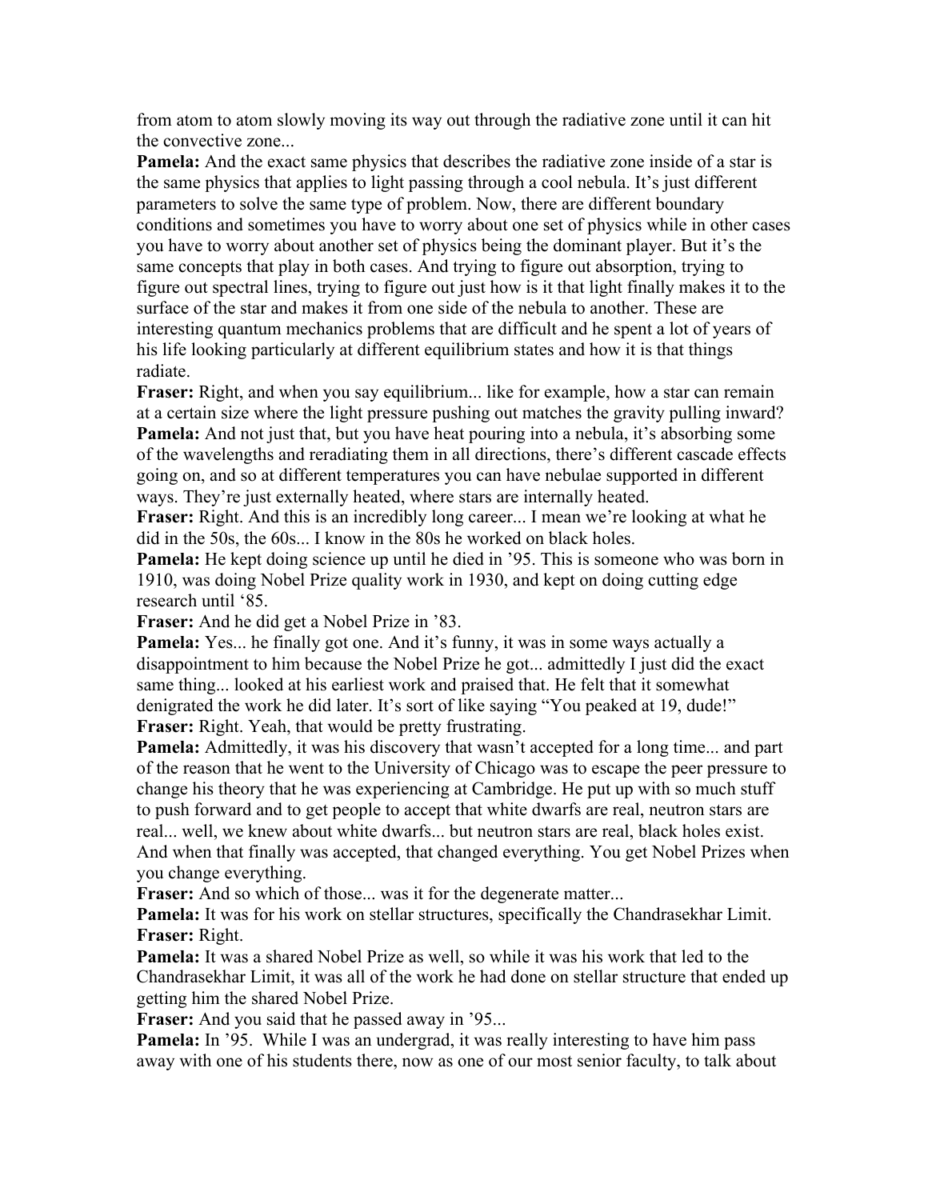from atom to atom slowly moving its way out through the radiative zone until it can hit the convective zone...

**Pamela:** And the exact same physics that describes the radiative zone inside of a star is the same physics that applies to light passing through a cool nebula. It's just different parameters to solve the same type of problem. Now, there are different boundary conditions and sometimes you have to worry about one set of physics while in other cases you have to worry about another set of physics being the dominant player. But it's the same concepts that play in both cases. And trying to figure out absorption, trying to figure out spectral lines, trying to figure out just how is it that light finally makes it to the surface of the star and makes it from one side of the nebula to another. These are interesting quantum mechanics problems that are difficult and he spent a lot of years of his life looking particularly at different equilibrium states and how it is that things radiate.

**Fraser:** Right, and when you say equilibrium... like for example, how a star can remain at a certain size where the light pressure pushing out matches the gravity pulling inward?

**Pamela:** And not just that, but you have heat pouring into a nebula, it's absorbing some of the wavelengths and reradiating them in all directions, there's different cascade effects going on, and so at different temperatures you can have nebulae supported in different ways. They're just externally heated, where stars are internally heated.

**Fraser:** Right. And this is an incredibly long career... I mean we're looking at what he did in the 50s, the 60s... I know in the 80s he worked on black holes.

**Pamela:** He kept doing science up until he died in '95. This is someone who was born in 1910, was doing Nobel Prize quality work in 1930, and kept on doing cutting edge research until '85.

**Fraser:** And he did get a Nobel Prize in '83.

**Pamela:** Yes... he finally got one. And it's funny, it was in some ways actually a disappointment to him because the Nobel Prize he got... admittedly I just did the exact same thing... looked at his earliest work and praised that. He felt that it somewhat denigrated the work he did later. It's sort of like saying "You peaked at 19, dude!"

**Fraser:** Right. Yeah, that would be pretty frustrating.

**Pamela:** Admittedly, it was his discovery that wasn't accepted for a long time... and part of the reason that he went to the University of Chicago was to escape the peer pressure to change his theory that he was experiencing at Cambridge. He put up with so much stuff to push forward and to get people to accept that white dwarfs are real, neutron stars are real... well, we knew about white dwarfs... but neutron stars are real, black holes exist. And when that finally was accepted, that changed everything. You get Nobel Prizes when you change everything.

**Fraser:** And so which of those... was it for the degenerate matter...

**Pamela:** It was for his work on stellar structures, specifically the Chandrasekhar Limit.

**Fraser:** Right.

**Pamela:** It was a shared Nobel Prize as well, so while it was his work that led to the Chandrasekhar Limit, it was all of the work he had done on stellar structure that ended up getting him the shared Nobel Prize.

**Fraser:** And you said that he passed away in '95...

**Pamela:** In '95. While I was an undergrad, it was really interesting to have him pass away with one of his students there, now as one of our most senior faculty, to talk about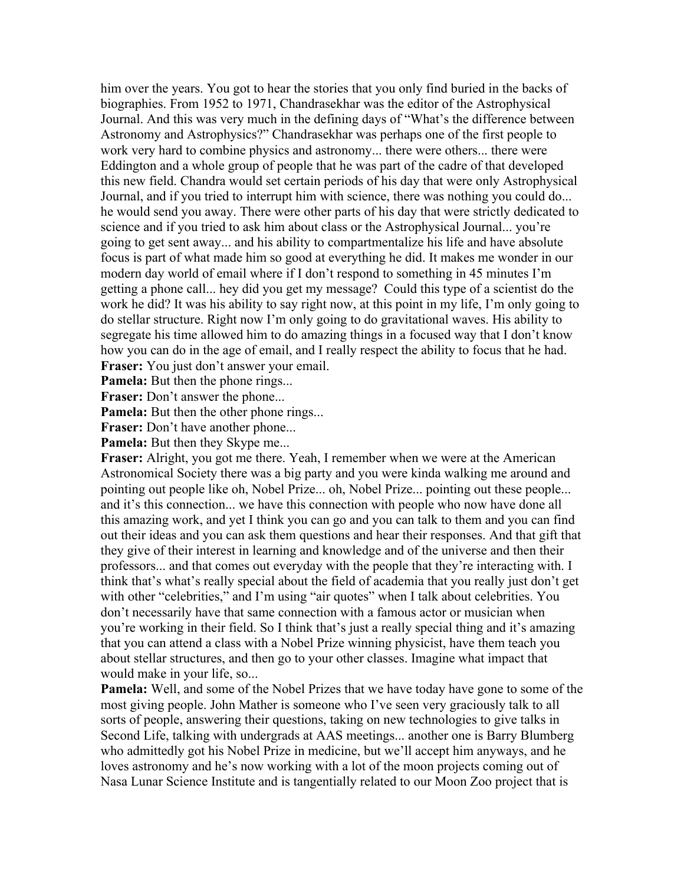him over the years. You got to hear the stories that you only find buried in the backs of biographies. From 1952 to 1971, Chandrasekhar was the editor of the Astrophysical Journal. And this was very much in the defining days of "What's the difference between Astronomy and Astrophysics?" Chandrasekhar was perhaps one of the first people to work very hard to combine physics and astronomy... there were others... there were Eddington and a whole group of people that he was part of the cadre of that developed this new field. Chandra would set certain periods of his day that were only Astrophysical Journal, and if you tried to interrupt him with science, there was nothing you could do... he would send you away. There were other parts of his day that were strictly dedicated to science and if you tried to ask him about class or the Astrophysical Journal... you're going to get sent away... and his ability to compartmentalize his life and have absolute focus is part of what made him so good at everything he did. It makes me wonder in our modern day world of email where if I don't respond to something in 45 minutes I'm getting a phone call... hey did you get my message? Could this type of a scientist do the work he did? It was his ability to say right now, at this point in my life, I'm only going to do stellar structure. Right now I'm only going to do gravitational waves. His ability to segregate his time allowed him to do amazing things in a focused way that I don't know how you can do in the age of email, and I really respect the ability to focus that he had.

**Fraser:** You just don't answer your email.

**Pamela:** But then the phone rings...

**Fraser:** Don't answer the phone...

**Pamela:** But then the other phone rings...

**Fraser:** Don't have another phone...

**Pamela:** But then they Skype me...

**Fraser:** Alright, you got me there. Yeah, I remember when we were at the American Astronomical Society there was a big party and you were kinda walking me around and pointing out people like oh, Nobel Prize... oh, Nobel Prize... pointing out these people... and it's this connection... we have this connection with people who now have done all this amazing work, and yet I think you can go and you can talk to them and you can find out their ideas and you can ask them questions and hear their responses. And that gift that they give of their interest in learning and knowledge and of the universe and then their professors... and that comes out everyday with the people that they're interacting with. I think that's what's really special about the field of academia that you really just don't get with other "celebrities," and I'm using "air quotes" when I talk about celebrities. You don't necessarily have that same connection with a famous actor or musician when you're working in their field. So I think that's just a really special thing and it's amazing that you can attend a class with a Nobel Prize winning physicist, have them teach you about stellar structures, and then go to your other classes. Imagine what impact that would make in your life, so...

**Pamela:** Well, and some of the Nobel Prizes that we have today have gone to some of the most giving people. John Mather is someone who I've seen very graciously talk to all sorts of people, answering their questions, taking on new technologies to give talks in Second Life, talking with undergrads at AAS meetings... another one is Barry Blumberg who admittedly got his Nobel Prize in medicine, but we'll accept him anyways, and he loves astronomy and he's now working with a lot of the moon projects coming out of Nasa Lunar Science Institute and is tangentially related to our Moon Zoo project that is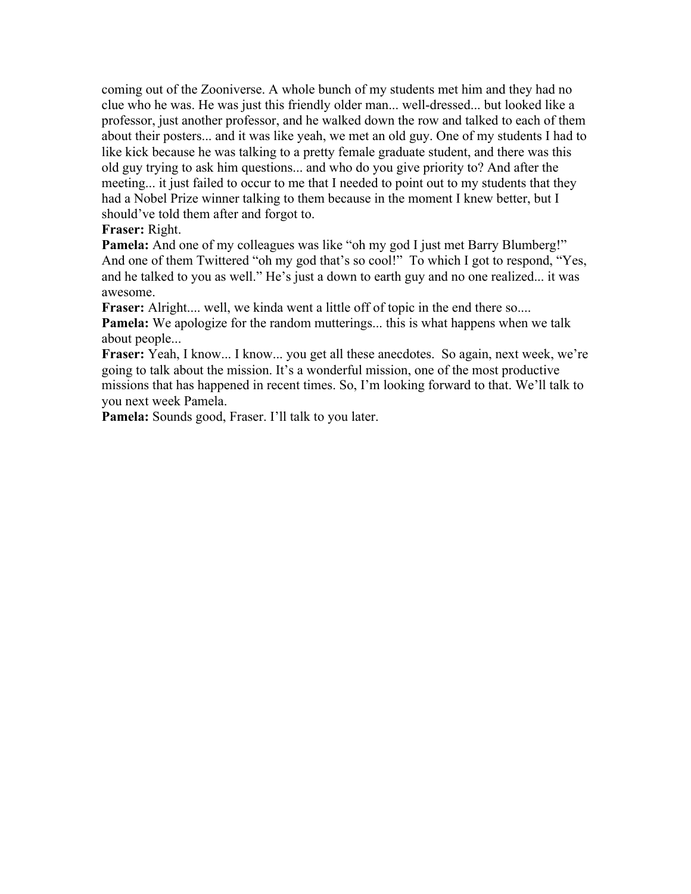coming out of the Zooniverse. A whole bunch of my students met him and they had no clue who he was. He was just this friendly older man... well-dressed... but looked like a professor, just another professor, and he walked down the row and talked to each of them about their posters... and it was like yeah, we met an old guy. One of my students I had to like kick because he was talking to a pretty female graduate student, and there was this old guy trying to ask him questions... and who do you give priority to? And after the meeting... it just failed to occur to me that I needed to point out to my students that they had a Nobel Prize winner talking to them because in the moment I knew better, but I should've told them after and forgot to.

**Fraser:** Right.

**Pamela:** And one of my colleagues was like "oh my god I just met Barry Blumberg!" And one of them Twittered "oh my god that's so cool!" To which I got to respond, "Yes, and he talked to you as well." He's just a down to earth guy and no one realized... it was awesome.

**Fraser:** Alright.... well, we kinda went a little off of topic in the end there so....

**Pamela:** We apologize for the random mutterings... this is what happens when we talk about people...

**Fraser:** Yeah, I know... I know... you get all these anecdotes. So again, next week, we're going to talk about the mission. It's a wonderful mission, one of the most productive missions that has happened in recent times. So, I'm looking forward to that. We'll talk to you next week Pamela.

**Pamela:** Sounds good, Fraser. I'll talk to you later.